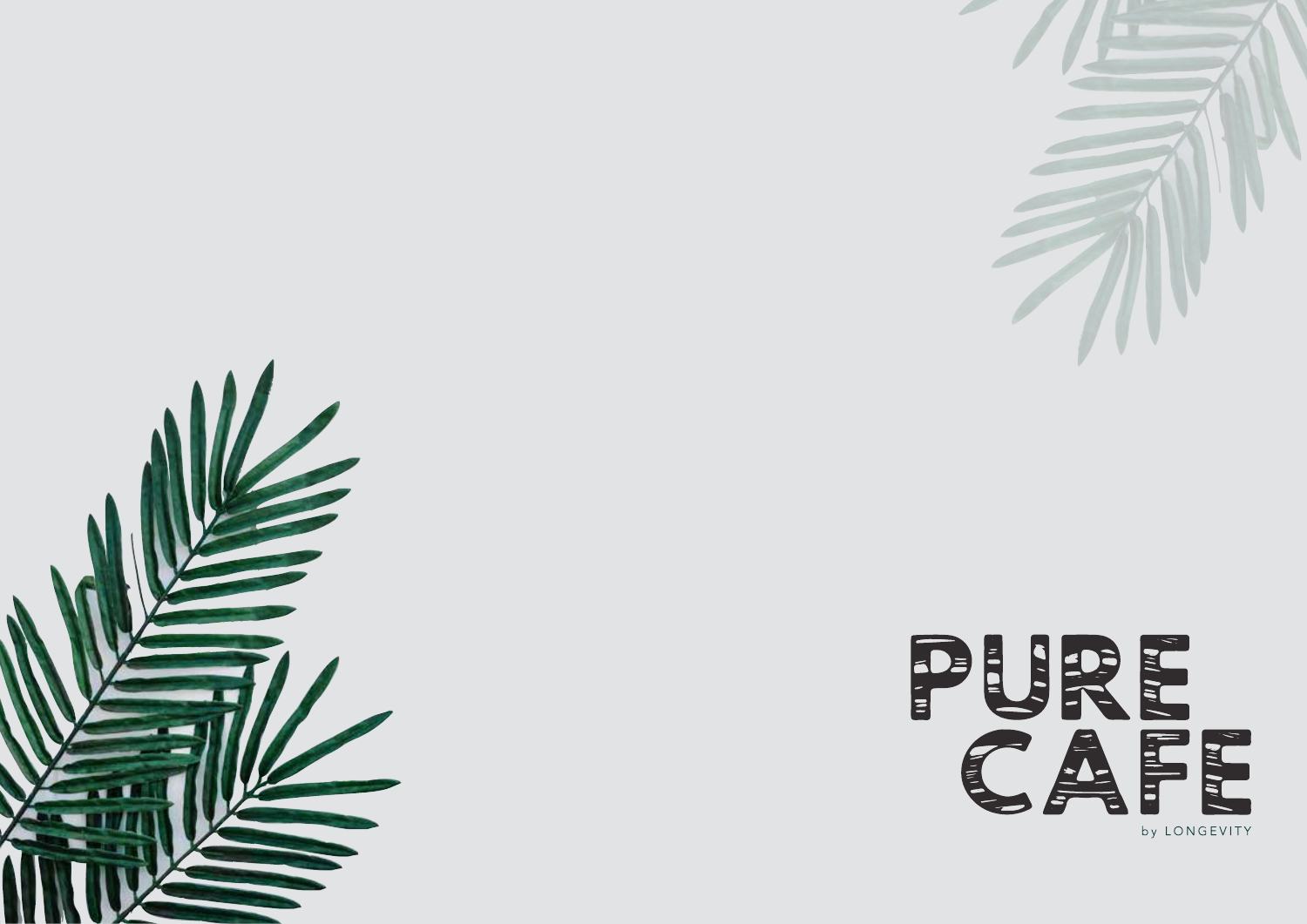# PURE CAFE

by LONGEVITY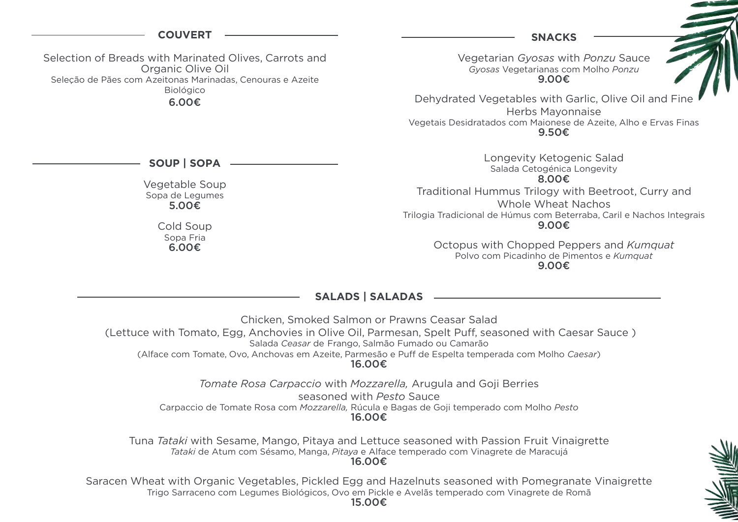## COUVERT

Selection of Breads with Marinated Olives, Carrots and Organic Olive Oil
Seleção de Pães com Azeitonas Marinadas, Cenouras e Azeite Biológico
**6.00€**

## SOUP | SOPA

Vegetable Soup
Sopa de Legumes
**5.00€**

Cold Soup
Sopa Fria
**6.00€**

## SNACKS

Vegetarian *Gyosas* with *Ponzu* Sauce
*Gyosas* Vegetarianas com Molho *Ponzu*
**9.00€**

Dehydrated Vegetables with Garlic, Olive Oil and Fine Herbs Mayonnaise
Vegetais Desidratados com Maionese de Azeite, Alho e Ervas Finas
**9.50€**

Longevity Ketogenic Salad
Salada Cetogénica Longevity
**8.00€**

Traditional Hummus Trilogy with Beetroot, Curry and Whole Wheat Nachos
Trilogia Tradicional de Húmus com Beterraba, Caril e Nachos Integrais
**9.00€**

Octopus with Chopped Peppers and *Kumquat*
Polvo com Picadinho de Pimentos e *Kumquat*
**9.00€**

## SALADS | SALADAS

Chicken, Smoked Salmon or Prawns Ceasar Salad
(Lettuce with Tomato, Egg, Anchovies in Olive Oil, Parmesan, Spelt Puff, seasoned with Caesar Sauce )
Salada *Ceasar* de Frango, Salmão Fumado ou Camarão
(Alface com Tomate, Ovo, Anchovas em Azeite, Parmesão e Puff de Espelta temperada com Molho *Caesar*)
**16.00€**

*Tomate Rosa Carpaccio* with *Mozzarella,* Arugula and Goji Berries seasoned with *Pesto* Sauce
Carpaccio de Tomate Rosa com *Mozzarella,* Rúcula e Bagas de Goji temperado com Molho *Pesto*
**16.00€**

Tuna *Tataki* with Sesame, Mango, Pitaya and Lettuce seasoned with Passion Fruit Vinaigrette
*Tataki* de Atum com Sésamo, Manga, *Pitaya* e Alface temperado com Vinagrete de Maracujá
**16.00€**

Saracen Wheat with Organic Vegetables, Pickled Egg and Hazelnuts seasoned with Pomegranate Vinaigrette
Trigo Sarraceno com Legumes Biológicos, Ovo em Pickle e Avelãs temperado com Vinagrete de Romã
**15.00€**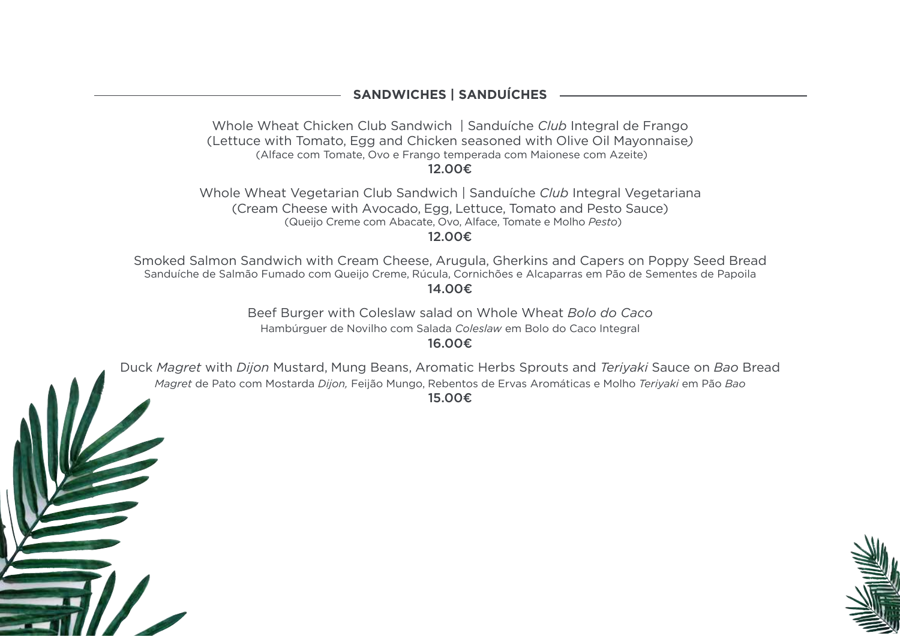## SANDWICHES | SANDUÍCHES

Whole Wheat Chicken Club Sandwich | Sanduíche *Club* Integral de Frango
(Lettuce with Tomato, Egg and Chicken seasoned with Olive Oil Mayonnaise)
(Alface com Tomate, Ovo e Frango temperada com Maionese com Azeite)
12.00€

Whole Wheat Vegetarian Club Sandwich | Sanduíche *Club* Integral Vegetariana
(Cream Cheese with Avocado, Egg, Lettuce, Tomato and Pesto Sauce)
(Queijo Creme com Abacate, Ovo, Alface, Tomate e Molho *Pesto*)
12.00€

Smoked Salmon Sandwich with Cream Cheese, Arugula, Gherkins and Capers on Poppy Seed Bread
Sanduíche de Salmão Fumado com Queijo Creme, Rúcula, Cornichões e Alcaparras em Pão de Sementes de Papoila
14.00€

Beef Burger with Coleslaw salad on Whole Wheat *Bolo do Caco*
Hambúrguer de Novilho com Salada *Coleslaw* em Bolo do Caco Integral
16.00€

Duck *Magret* with *Dijon* Mustard, Mung Beans, Aromatic Herbs Sprouts and *Teriyaki* Sauce on *Bao* Bread
*Magret* de Pato com Mostarda *Dijon,* Feijão Mungo, Rebentos de Ervas Aromáticas e Molho *Teriyaki* em Pão *Bao*
15.00€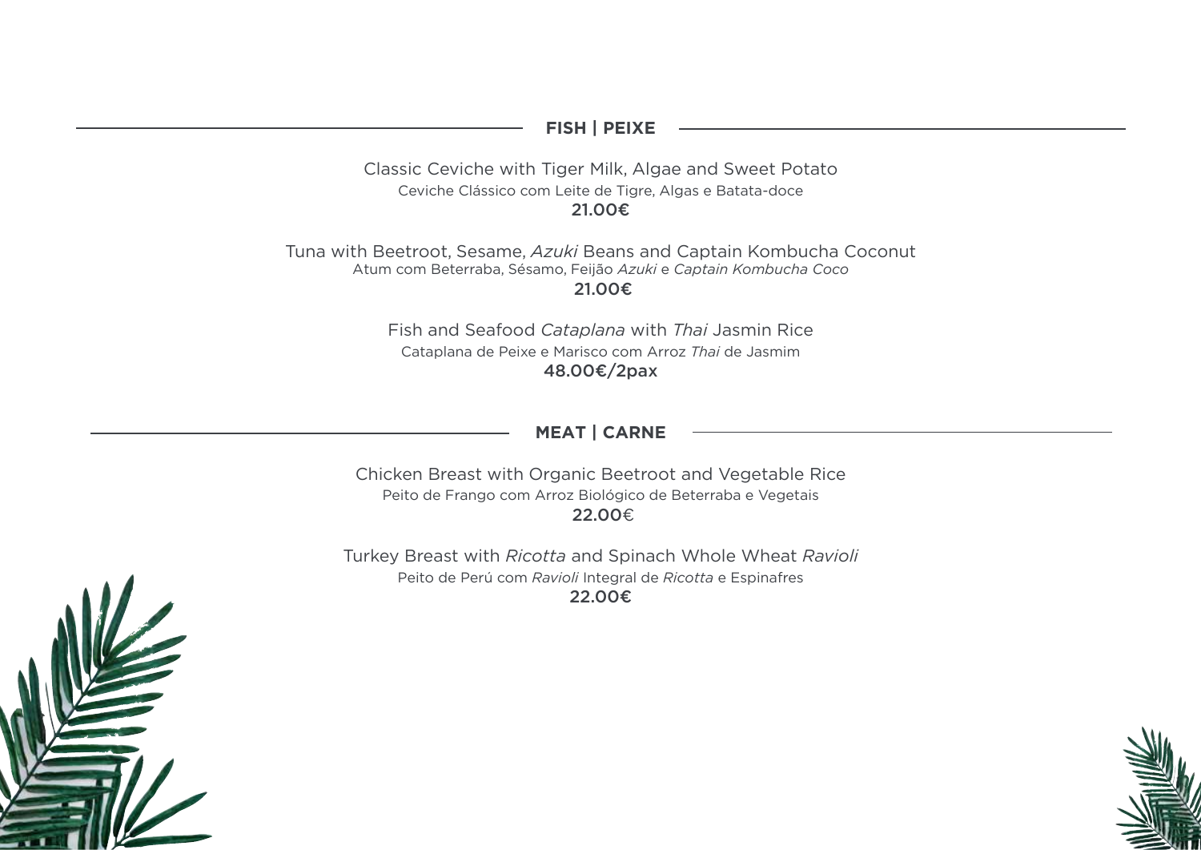## FISH | PEIXE

Classic Ceviche with Tiger Milk, Algae and Sweet Potato
Ceviche Clássico com Leite de Tigre, Algas e Batata-doce
**21.00€**

Tuna with Beetroot, Sesame, *Azuki* Beans and Captain Kombucha Coconut
Atum com Beterraba, Sésamo, Feijão *Azuki* e *Captain Kombucha Coco*
**21.00€**

Fish and Seafood *Cataplana* with *Thai* Jasmin Rice
Cataplana de Peixe e Marisco com Arroz *Thai* de Jasmim
**48.00€/2pax**

## MEAT | CARNE

Chicken Breast with Organic Beetroot and Vegetable Rice
Peito de Frango com Arroz Biológico de Beterraba e Vegetais
**22.00€**

Turkey Breast with *Ricotta* and Spinach Whole Wheat *Ravioli*
Peito de Perú com *Ravioli* Integral de *Ricotta* e Espinafres
**22.00€**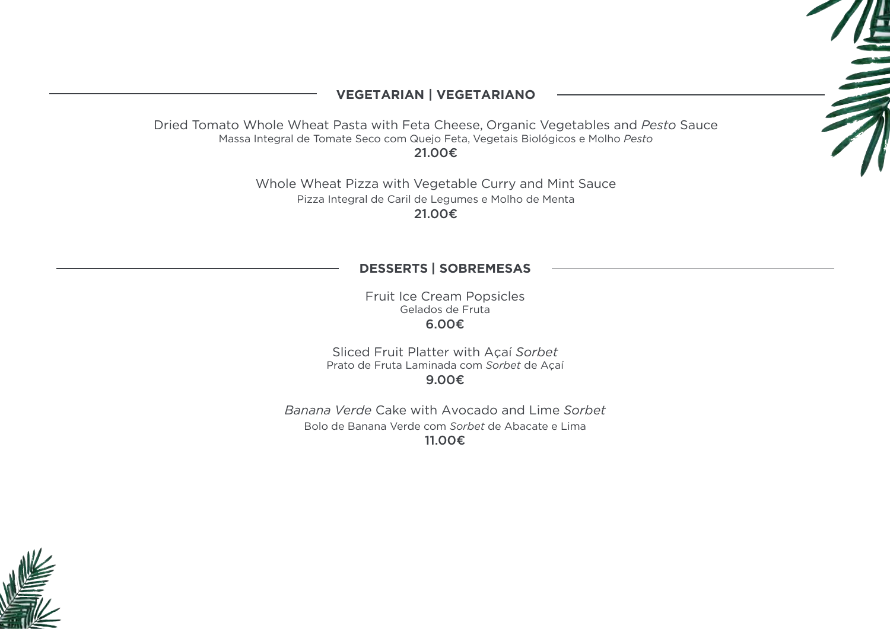## VEGETARIAN | VEGETARIANO

Dried Tomato Whole Wheat Pasta with Feta Cheese, Organic Vegetables and *Pesto* Sauce
Massa Integral de Tomate Seco com Queijo Feta, Vegetais Biológicos e Molho *Pesto*
**21.00€**

Whole Wheat Pizza with Vegetable Curry and Mint Sauce
Pizza Integral de Caril de Legumes e Molho de Menta
**21.00€**

## DESSERTS | SOBREMESAS

Fruit Ice Cream Popsicles
Gelados de Fruta
**6.00€**

Sliced Fruit Platter with Açaí *Sorbet*
Prato de Fruta Laminada com *Sorbet* de Açaí
**9.00€**

*Banana Verde* Cake with Avocado and Lime *Sorbet*
Bolo de Banana Verde com *Sorbet* de Abacate e Lima
**11.00€**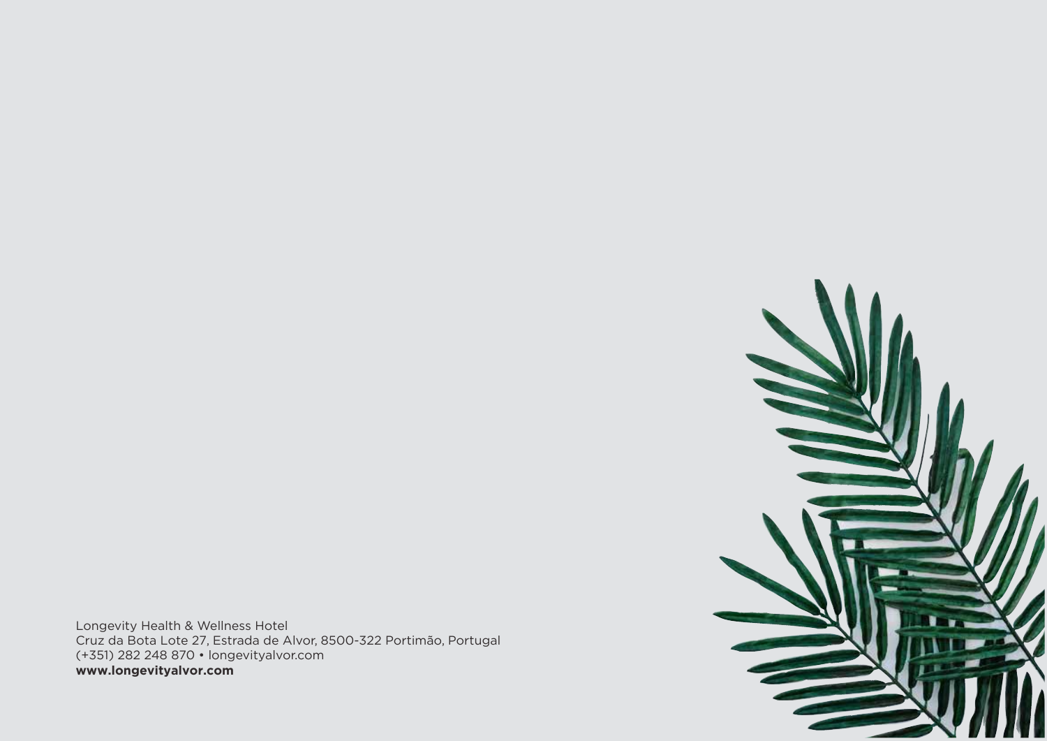Longevity Health & Wellness Hotel
Cruz da Bota Lote 27, Estrada de Alvor, 8500-322 Portimão, Portugal
(+351) 282 248 870 • longevityalvor.com
**www.longevityalvor.com**